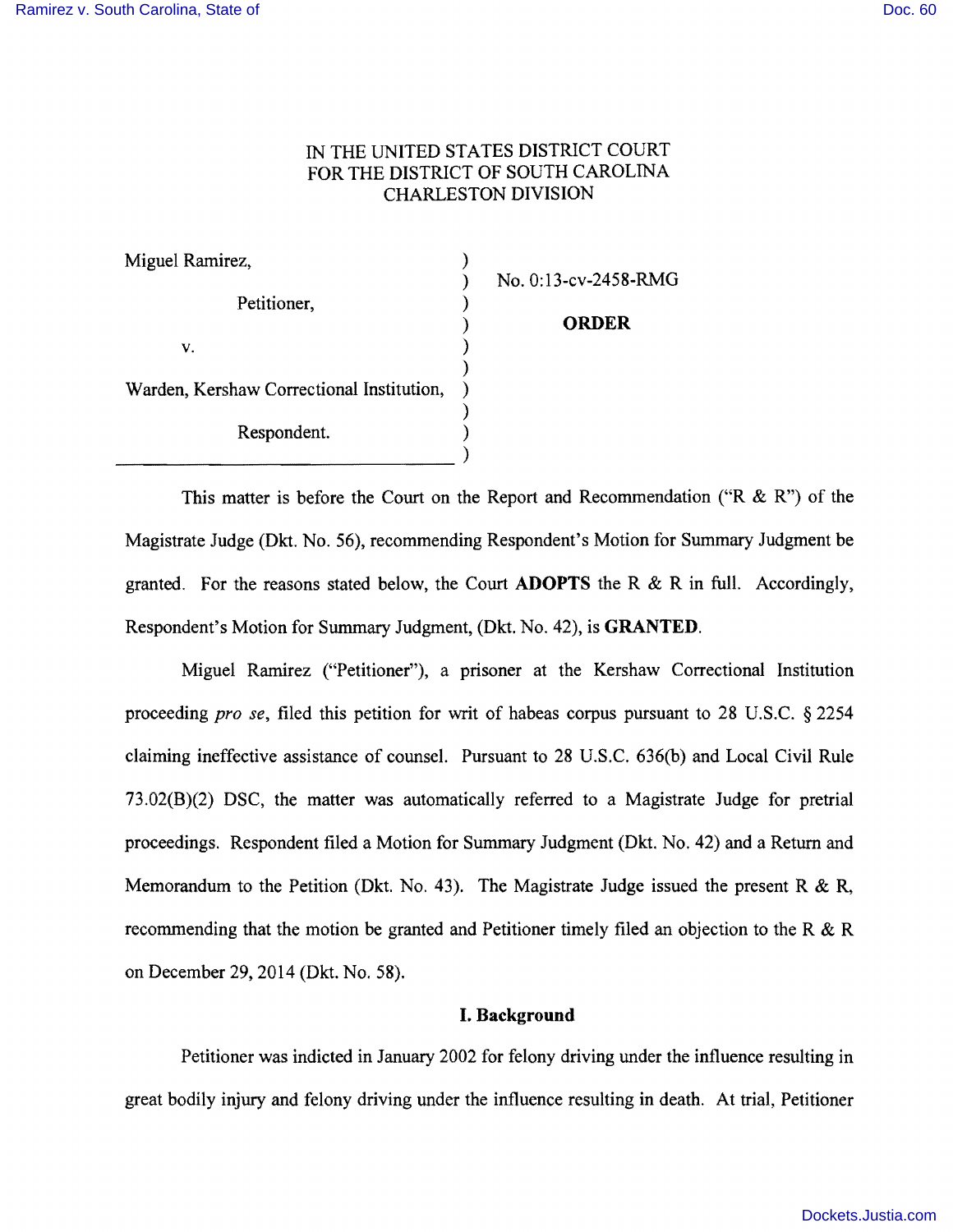IN THE UNITED STATES DISTRICT COURT
FOR THE DISTRICT OF SOUTH CAROLINA
CHARLESTON DIVISION

| | | |
|---|---|---|
| Miguel Ramirez, | ) | No. 0:13-cv-2458-RMG |
| Petitioner, | ) | **ORDER** |
| v. | ) | |
| Warden, Kershaw Correctional Institution, | ) | |
| Respondent. | ) | |

This matter is before the Court on the Report and Recommendation ("R & R") of the Magistrate Judge (Dkt. No. 56), recommending Respondent's Motion for Summary Judgment be granted. For the reasons stated below, the Court **ADOPTS** the R & R in full. Accordingly, Respondent's Motion for Summary Judgment, (Dkt. No. 42), is **GRANTED**.

Miguel Ramirez ("Petitioner"), a prisoner at the Kershaw Correctional Institution proceeding *pro se*, filed this petition for writ of habeas corpus pursuant to 28 U.S.C. § 2254 claiming ineffective assistance of counsel. Pursuant to 28 U.S.C. 636(b) and Local Civil Rule 73.02(B)(2) DSC, the matter was automatically referred to a Magistrate Judge for pretrial proceedings. Respondent filed a Motion for Summary Judgment (Dkt. No. 42) and a Return and Memorandum to the Petition (Dkt. No. 43). The Magistrate Judge issued the present R & R, recommending that the motion be granted and Petitioner timely filed an objection to the R & R on December 29, 2014 (Dkt. No. 58).

## I. Background

Petitioner was indicted in January 2002 for felony driving under the influence resulting in great bodily injury and felony driving under the influence resulting in death. At trial, Petitioner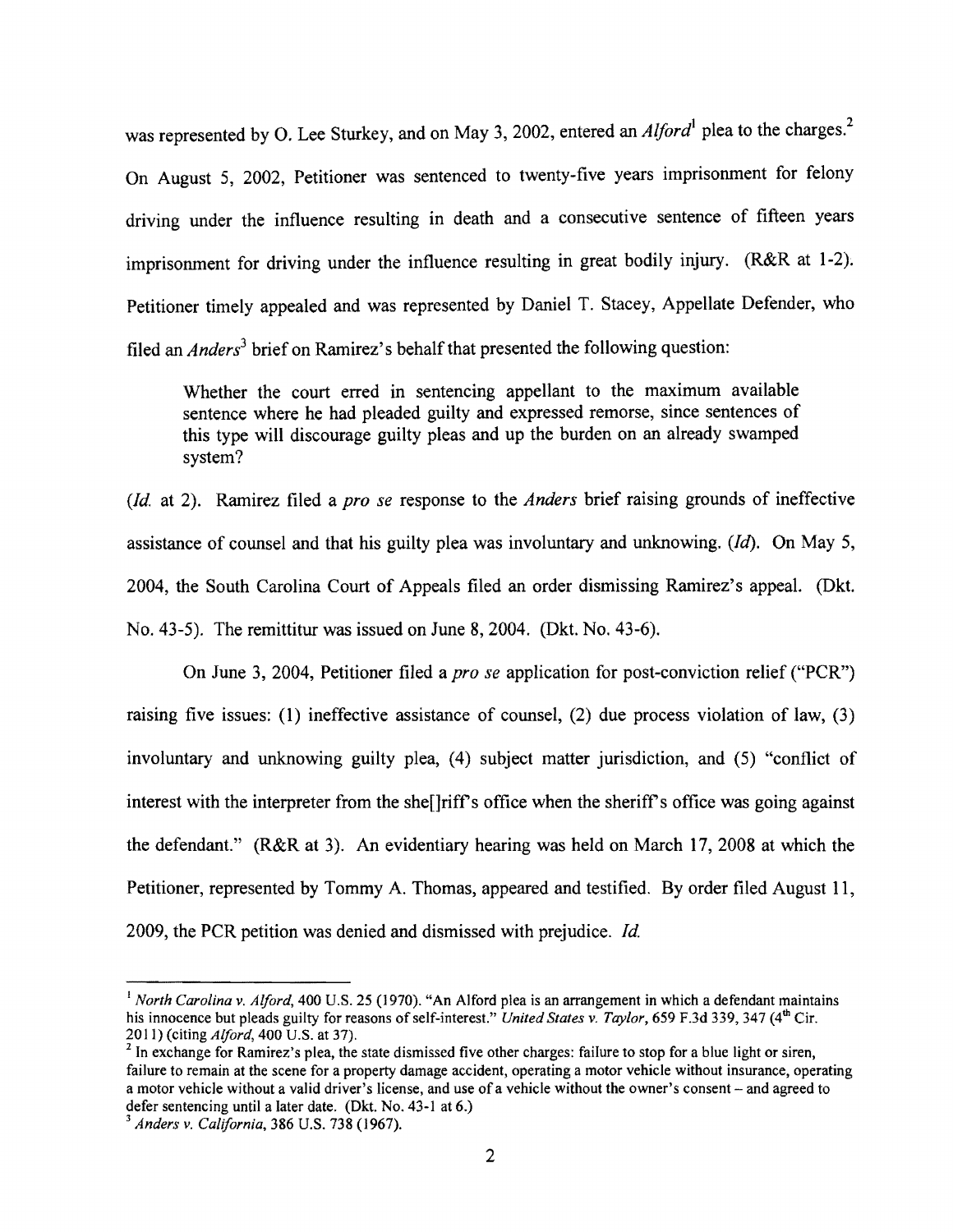was represented by O. Lee Sturkey, and on May 3, 2002, entered an *Alford*[1] plea to the charges.[2] On August 5, 2002, Petitioner was sentenced to twenty-five years imprisonment for felony driving under the influence resulting in death and a consecutive sentence of fifteen years imprisonment for driving under the influence resulting in great bodily injury. (R&R at 1-2). Petitioner timely appealed and was represented by Daniel T. Stacey, Appellate Defender, who filed an *Anders*[3] brief on Ramirez's behalf that presented the following question:

> Whether the court erred in sentencing appellant to the maximum available sentence where he had pleaded guilty and expressed remorse, since sentences of this type will discourage guilty pleas and up the burden on an already swamped system?

(*Id.* at 2). Ramirez filed a *pro se* response to the *Anders* brief raising grounds of ineffective assistance of counsel and that his guilty plea was involuntary and unknowing. (*Id*). On May 5, 2004, the South Carolina Court of Appeals filed an order dismissing Ramirez's appeal. (Dkt. No. 43-5). The remittitur was issued on June 8, 2004. (Dkt. No. 43-6).

On June 3, 2004, Petitioner filed a *pro se* application for post-conviction relief ("PCR") raising five issues: (1) ineffective assistance of counsel, (2) due process violation of law, (3) involuntary and unknowing guilty plea, (4) subject matter jurisdiction, and (5) "conflict of interest with the interpreter from the she[]riff's office when the sheriff's office was going against the defendant." (R&R at 3). An evidentiary hearing was held on March 17, 2008 at which the Petitioner, represented by Tommy A. Thomas, appeared and testified. By order filed August 11, 2009, the PCR petition was denied and dismissed with prejudice. *Id.*

---

[1] *North Carolina v. Alford*, 400 U.S. 25 (1970). "An Alford plea is an arrangement in which a defendant maintains his innocence but pleads guilty for reasons of self-interest." *United States v. Taylor*, 659 F.3d 339, 347 (4th Cir. 2011) (citing *Alford*, 400 U.S. at 37).

[2] In exchange for Ramirez's plea, the state dismissed five other charges: failure to stop for a blue light or siren, failure to remain at the scene for a property damage accident, operating a motor vehicle without insurance, operating a motor vehicle without a valid driver's license, and use of a vehicle without the owner's consent – and agreed to defer sentencing until a later date. (Dkt. No. 43-1 at 6.)

[3] *Anders v. California*, 386 U.S. 738 (1967).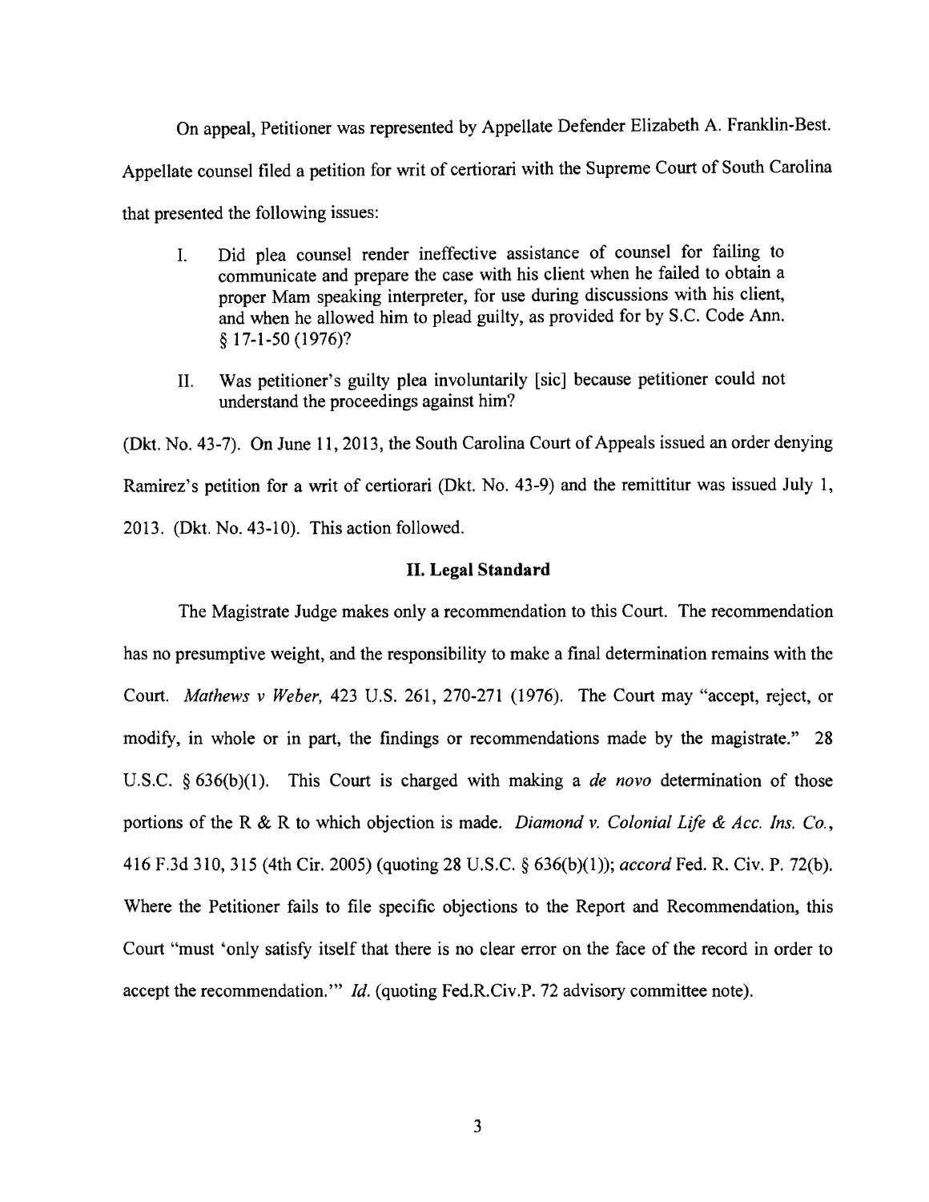On appeal, Petitioner was represented by Appellate Defender Elizabeth A. Franklin-Best. Appellate counsel filed a petition for writ of certiorari with the Supreme Court of South Carolina that presented the following issues:

> I. Did plea counsel render ineffective assistance of counsel for failing to communicate and prepare the case with his client when he failed to obtain a proper Mam speaking interpreter, for use during discussions with his client, and when he allowed him to plead guilty, as provided for by S.C. Code Ann. § 17-1-50 (1976)?
>
> II. Was petitioner's guilty plea involuntarily [sic] because petitioner could not understand the proceedings against him?

(Dkt. No. 43-7). On June 11, 2013, the South Carolina Court of Appeals issued an order denying Ramirez's petition for a writ of certiorari (Dkt. No. 43-9) and the remittitur was issued July 1, 2013. (Dkt. No. 43-10). This action followed.

## II. Legal Standard

The Magistrate Judge makes only a recommendation to this Court. The recommendation has no presumptive weight, and the responsibility to make a final determination remains with the Court. *Mathews v Weber,* 423 U.S. 261, 270-271 (1976). The Court may "accept, reject, or modify, in whole or in part, the findings or recommendations made by the magistrate." 28 U.S.C. § 636(b)(1). This Court is charged with making a *de novo* determination of those portions of the R & R to which objection is made. *Diamond v. Colonial Life & Acc. Ins. Co.*, 416 F.3d 310, 315 (4th Cir. 2005) (quoting 28 U.S.C. § 636(b)(1)); *accord* Fed. R. Civ. P. 72(b). Where the Petitioner fails to file specific objections to the Report and Recommendation, this Court "must 'only satisfy itself that there is no clear error on the face of the record in order to accept the recommendation.'" *Id.* (quoting Fed.R.Civ.P. 72 advisory committee note).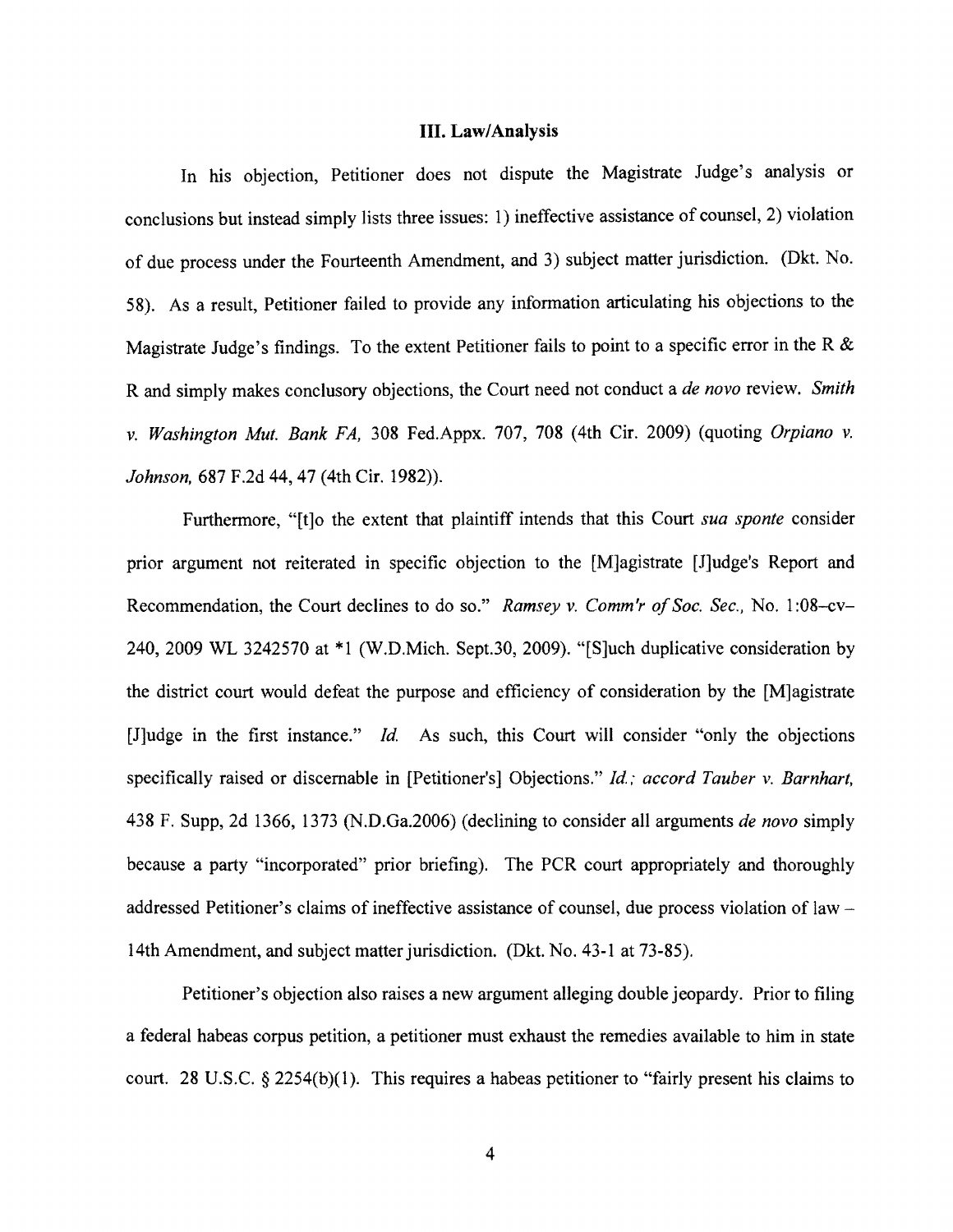### III. Law/Analysis

In his objection, Petitioner does not dispute the Magistrate Judge's analysis or conclusions but instead simply lists three issues: 1) ineffective assistance of counsel, 2) violation of due process under the Fourteenth Amendment, and 3) subject matter jurisdiction. (Dkt. No. 58). As a result, Petitioner failed to provide any information articulating his objections to the Magistrate Judge's findings. To the extent Petitioner fails to point to a specific error in the R & R and simply makes conclusory objections, the Court need not conduct a *de novo* review. *Smith v. Washington Mut. Bank FA,* 308 Fed.Appx. 707, 708 (4th Cir. 2009) (quoting *Orpiano v. Johnson,* 687 F.2d 44, 47 (4th Cir. 1982)).

Furthermore, "[t]o the extent that plaintiff intends that this Court *sua sponte* consider prior argument not reiterated in specific objection to the [M]agistrate [J]udge's Report and Recommendation, the Court declines to do so." *Ramsey v. Comm'r of Soc. Sec.,* No. 1:08–cv–240, 2009 WL 3242570 at *1 (W.D.Mich. Sept.30, 2009). "[S]uch duplicative consideration by the district court would defeat the purpose and efficiency of consideration by the [M]agistrate [J]udge in the first instance." *Id.* As such, this Court will consider "only the objections specifically raised or discernable in [Petitioner's] Objections." *Id.; accord Tauber v. Barnhart,* 438 F. Supp, 2d 1366, 1373 (N.D.Ga.2006) (declining to consider all arguments *de novo* simply because a party "incorporated" prior briefing). The PCR court appropriately and thoroughly addressed Petitioner's claims of ineffective assistance of counsel, due process violation of law – 14th Amendment, and subject matter jurisdiction. (Dkt. No. 43-1 at 73-85).

Petitioner's objection also raises a new argument alleging double jeopardy. Prior to filing a federal habeas corpus petition, a petitioner must exhaust the remedies available to him in state court. 28 U.S.C. § 2254(b)(1). This requires a habeas petitioner to "fairly present his claims to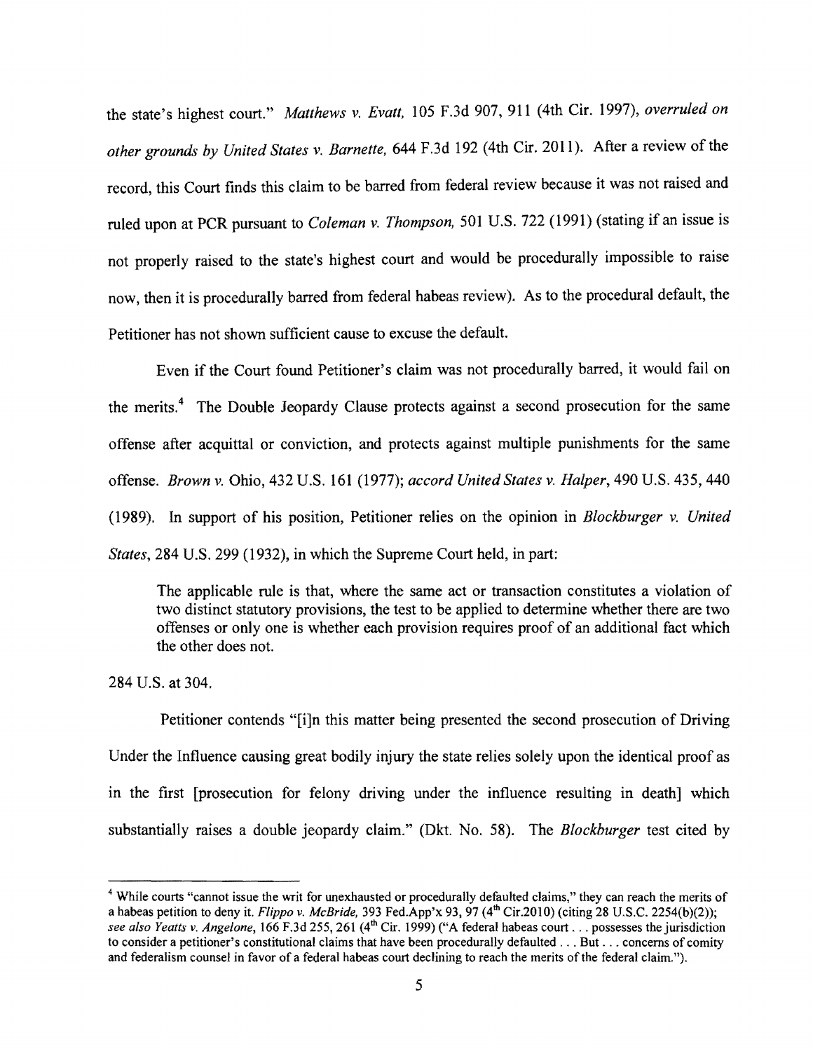the state's highest court." *Matthews v. Evatt,* 105 F.3d 907, 911 (4th Cir. 1997), *overruled on other grounds by United States v. Barnette,* 644 F.3d 192 (4th Cir. 2011). After a review of the record, this Court finds this claim to be barred from federal review because it was not raised and ruled upon at PCR pursuant to *Coleman v. Thompson,* 501 U.S. 722 (1991) (stating if an issue is not properly raised to the state's highest court and would be procedurally impossible to raise now, then it is procedurally barred from federal habeas review). As to the procedural default, the Petitioner has not shown sufficient cause to excuse the default.

Even if the Court found Petitioner's claim was not procedurally barred, it would fail on the merits.[4] The Double Jeopardy Clause protects against a second prosecution for the same offense after acquittal or conviction, and protects against multiple punishments for the same offense. *Brown v.* Ohio, 432 U.S. 161 (1977); *accord United States v. Halper*, 490 U.S. 435, 440 (1989). In support of his position, Petitioner relies on the opinion in *Blockburger v. United States*, 284 U.S. 299 (1932), in which the Supreme Court held, in part:

> The applicable rule is that, where the same act or transaction constitutes a violation of two distinct statutory provisions, the test to be applied to determine whether there are two offenses or only one is whether each provision requires proof of an additional fact which the other does not.

284 U.S. at 304.

Petitioner contends "[i]n this matter being presented the second prosecution of Driving Under the Influence causing great bodily injury the state relies solely upon the identical proof as in the first [prosecution for felony driving under the influence resulting in death] which substantially raises a double jeopardy claim." (Dkt. No. 58). The *Blockburger* test cited by

---

[4] While courts "cannot issue the writ for unexhausted or procedurally defaulted claims," they can reach the merits of a habeas petition to deny it. *Flippo v. McBride,* 393 Fed.App'x 93, 97 (4th Cir.2010) (citing 28 U.S.C. 2254(b)(2)); *see also Yeatts v. Angelone,* 166 F.3d 255, 261 (4th Cir. 1999) ("A federal habeas court . . . possesses the jurisdiction to consider a petitioner's constitutional claims that have been procedurally defaulted . . . But . . . concerns of comity and federalism counsel in favor of a federal habeas court declining to reach the merits of the federal claim.").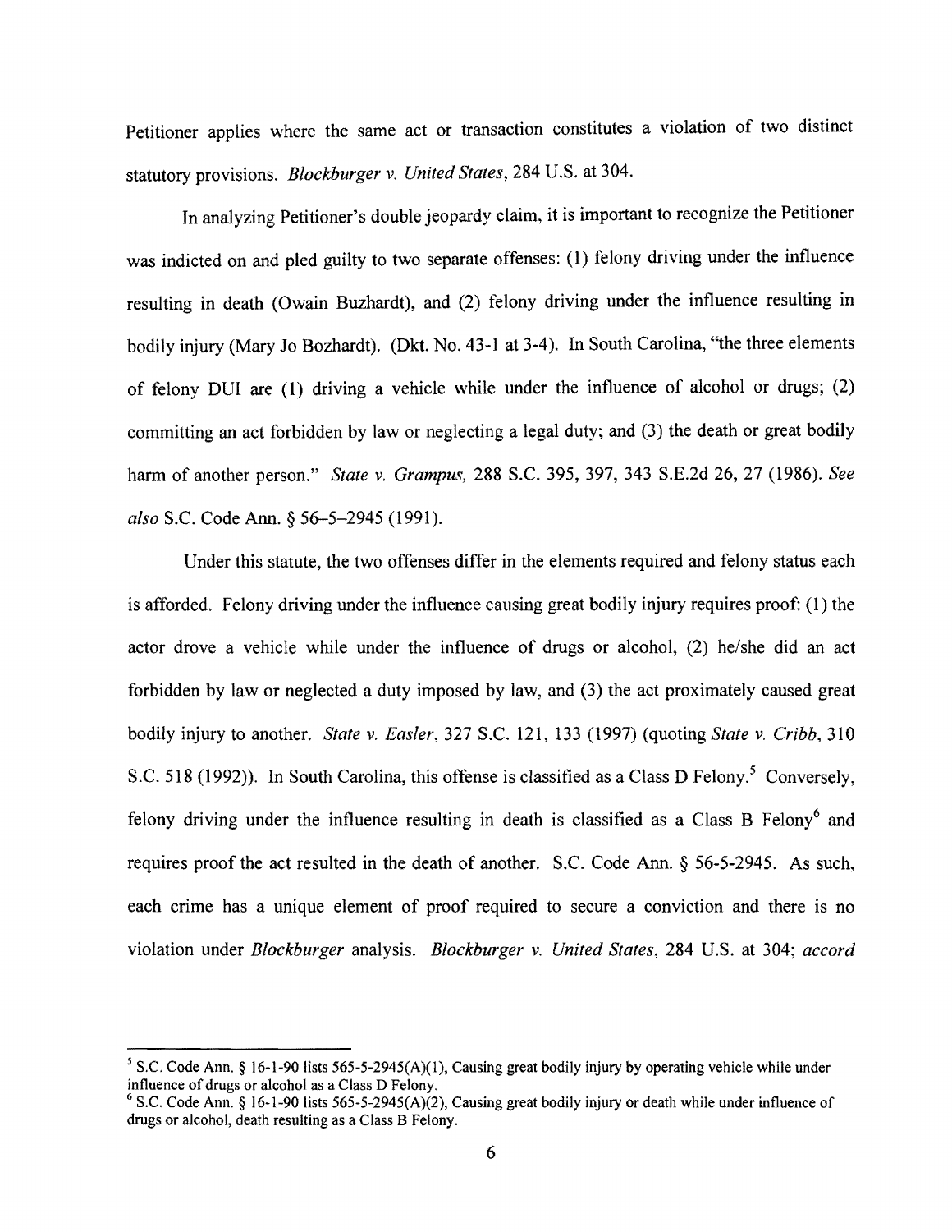Petitioner applies where the same act or transaction constitutes a violation of two distinct statutory provisions. *Blockburger v. United States*, 284 U.S. at 304.

In analyzing Petitioner's double jeopardy claim, it is important to recognize the Petitioner was indicted on and pled guilty to two separate offenses: (1) felony driving under the influence resulting in death (Owain Buzhardt), and (2) felony driving under the influence resulting in bodily injury (Mary Jo Bozhardt). (Dkt. No. 43-1 at 3-4). In South Carolina, "the three elements of felony DUI are (1) driving a vehicle while under the influence of alcohol or drugs; (2) committing an act forbidden by law or neglecting a legal duty; and (3) the death or great bodily harm of another person." *State v. Grampus,* 288 S.C. 395, 397, 343 S.E.2d 26, 27 (1986). *See also* S.C. Code Ann. § 56–5–2945 (1991).

Under this statute, the two offenses differ in the elements required and felony status each is afforded. Felony driving under the influence causing great bodily injury requires proof: (1) the actor drove a vehicle while under the influence of drugs or alcohol, (2) he/she did an act forbidden by law or neglected a duty imposed by law, and (3) the act proximately caused great bodily injury to another. *State v. Easler*, 327 S.C. 121, 133 (1997) (quoting *State v. Cribb*, 310 S.C. 518 (1992)). In South Carolina, this offense is classified as a Class D Felony.[5] Conversely, felony driving under the influence resulting in death is classified as a Class B Felony[6] and requires proof the act resulted in the death of another. S.C. Code Ann. § 56-5-2945. As such, each crime has a unique element of proof required to secure a conviction and there is no violation under *Blockburger* analysis. *Blockburger v. United States*, 284 U.S. at 304; *accord*

---

[5] S.C. Code Ann. § 16-1-90 lists 565-5-2945(A)(1), Causing great bodily injury by operating vehicle while under influence of drugs or alcohol as a Class D Felony.

[6] S.C. Code Ann. § 16-1-90 lists 565-5-2945(A)(2), Causing great bodily injury or death while under influence of drugs or alcohol, death resulting as a Class B Felony.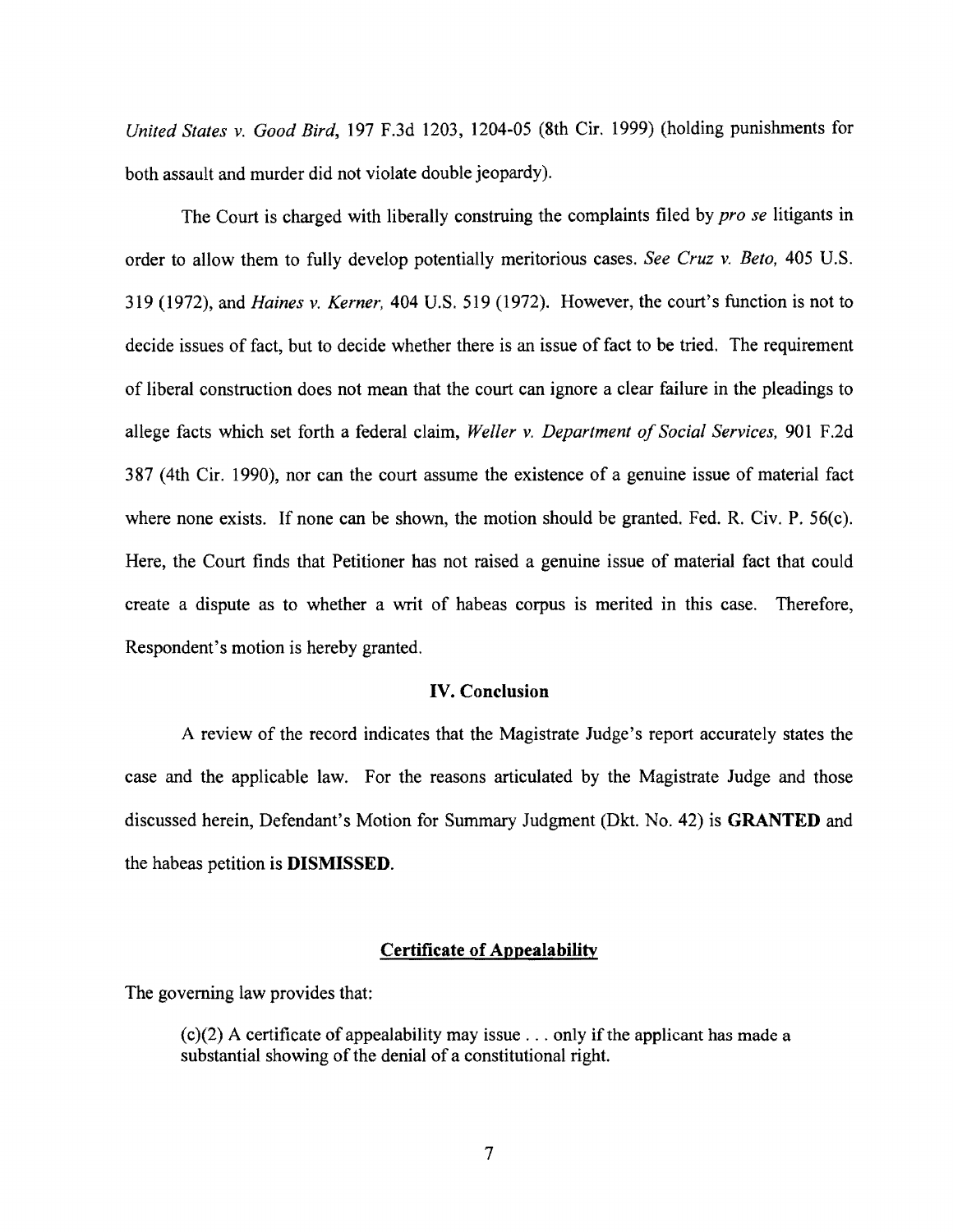*United States v. Good Bird*, 197 F.3d 1203, 1204-05 (8th Cir. 1999) (holding punishments for both assault and murder did not violate double jeopardy).

The Court is charged with liberally construing the complaints filed by *pro se* litigants in order to allow them to fully develop potentially meritorious cases. *See Cruz v. Beto*, 405 U.S. 319 (1972), and *Haines v. Kerner*, 404 U.S. 519 (1972). However, the court's function is not to decide issues of fact, but to decide whether there is an issue of fact to be tried. The requirement of liberal construction does not mean that the court can ignore a clear failure in the pleadings to allege facts which set forth a federal claim, *Weller v. Department of Social Services*, 901 F.2d 387 (4th Cir. 1990), nor can the court assume the existence of a genuine issue of material fact where none exists. If none can be shown, the motion should be granted. Fed. R. Civ. P. 56(c). Here, the Court finds that Petitioner has not raised a genuine issue of material fact that could create a dispute as to whether a writ of habeas corpus is merited in this case. Therefore, Respondent's motion is hereby granted.

## IV. Conclusion

A review of the record indicates that the Magistrate Judge's report accurately states the case and the applicable law. For the reasons articulated by the Magistrate Judge and those discussed herein, Defendant's Motion for Summary Judgment (Dkt. No. 42) is **GRANTED** and the habeas petition is **DISMISSED**.

## Certificate of Appealability

The governing law provides that:

> (c)(2) A certificate of appealability may issue . . . only if the applicant has made a substantial showing of the denial of a constitutional right.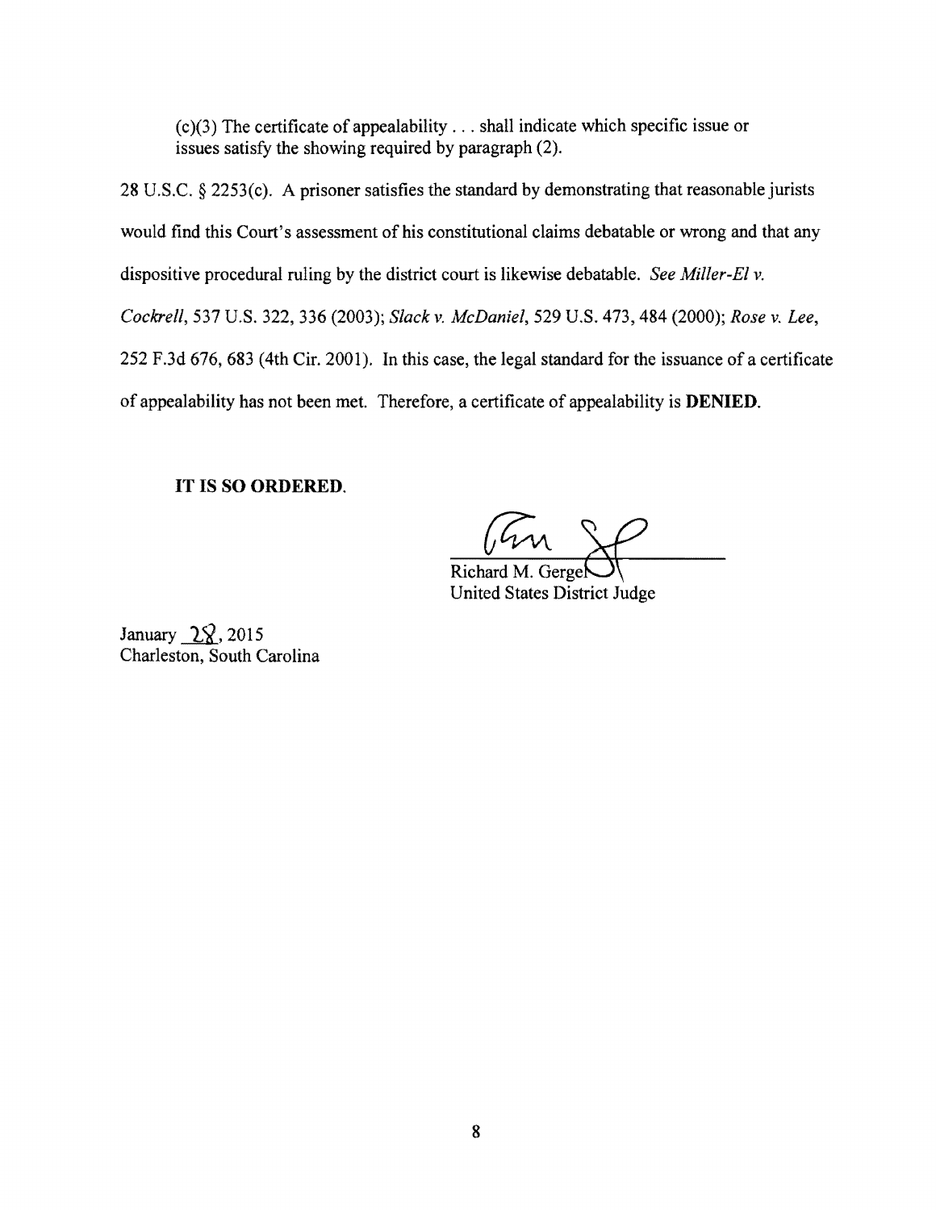(c)(3) The certificate of appealability . . . shall indicate which specific issue or issues satisfy the showing required by paragraph (2).

28 U.S.C. § 2253(c). A prisoner satisfies the standard by demonstrating that reasonable jurists would find this Court's assessment of his constitutional claims debatable or wrong and that any dispositive procedural ruling by the district court is likewise debatable. *See Miller-El v. Cockrell*, 537 U.S. 322, 336 (2003); *Slack v. McDaniel*, 529 U.S. 473, 484 (2000); *Rose v. Lee*, 252 F.3d 676, 683 (4th Cir. 2001). In this case, the legal standard for the issuance of a certificate of appealability has not been met. Therefore, a certificate of appealability is **DENIED**.

**IT IS SO ORDERED.**

Richard M. Gergel
United States District Judge

January 28, 2015
Charleston, South Carolina